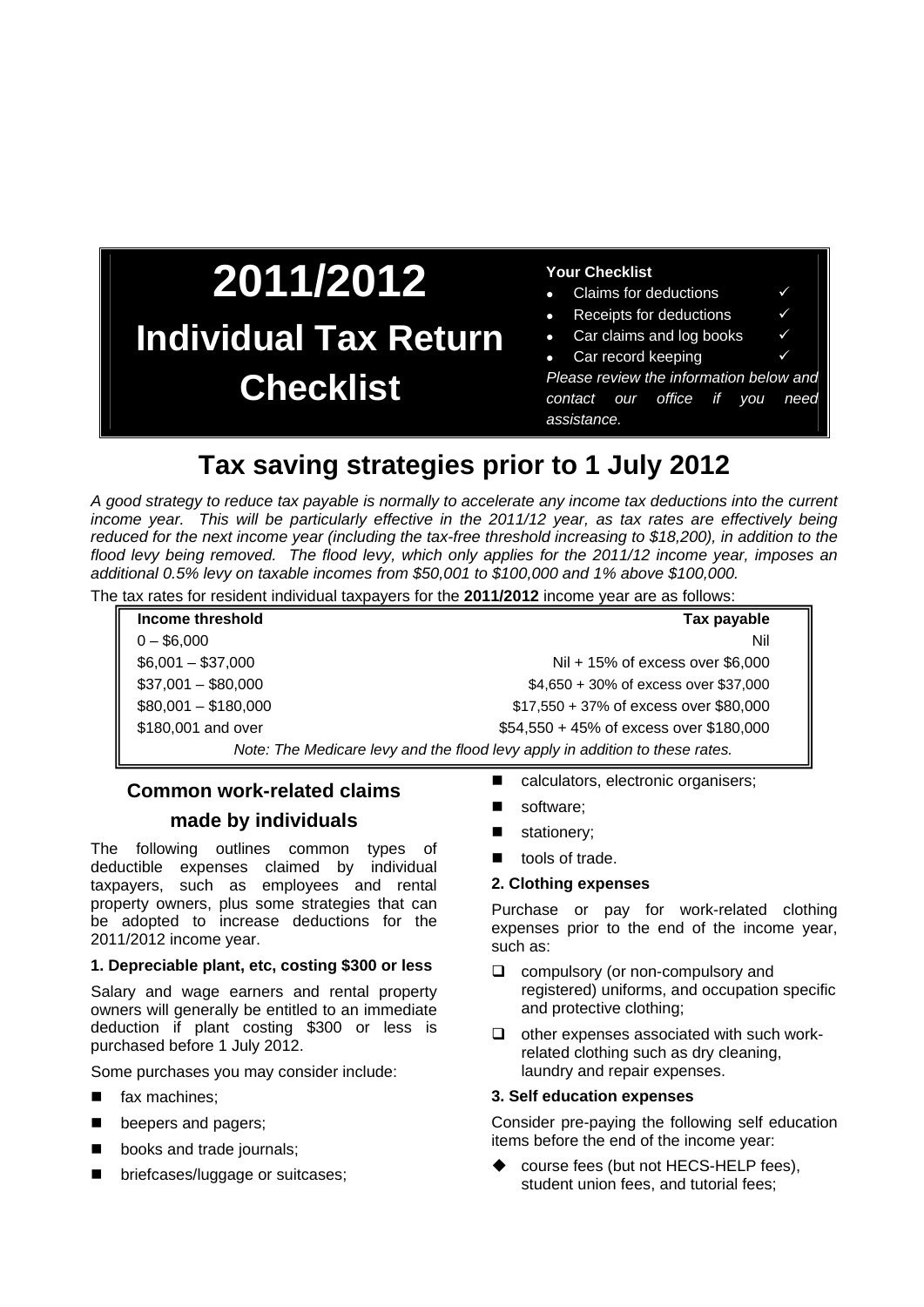# 2011/2012 Individual Tax Return Checklist

**Your Checklist**

- Claims for deductions ✓
- Receipts for deductions ✓
- Car claims and log books ✓
- Car record keeping ✓

*Please review the information below and contact our office if you need assistance.*

## Tax saving strategies prior to 1 July 2012

*A good strategy to reduce tax payable is normally to accelerate any income tax deductions into the current income year. This will be particularly effective in the 2011/12 year, as tax rates are effectively being reduced for the next income year (including the tax-free threshold increasing to $18,200), in addition to the flood levy being removed. The flood levy, which only applies for the 2011/12 income year, imposes an additional 0.5% levy on taxable incomes from $50,001 to $100,000 and 1% above $100,000.*

The tax rates for resident individual taxpayers for the **2011/2012** income year are as follows:

| Income threshold | Tax payable |
|---|---|
| 0 – $6,000 | Nil |
| $6,001 – $37,000 | Nil + 15% of excess over $6,000 |
| $37,001 – $80,000 | $4,650 + 30% of excess over $37,000 |
| $80,001 – $180,000 | $17,550 + 37% of excess over $80,000 |
| $180,001 and over | $54,550 + 45% of excess over $180,000 |

*Note: The Medicare levy and the flood levy apply in addition to these rates.*

### Common work-related claims made by individuals

The following outlines common types of deductible expenses claimed by individual taxpayers, such as employees and rental property owners, plus some strategies that can be adopted to increase deductions for the 2011/2012 income year.

**1. Depreciable plant, etc, costing $300 or less**

Salary and wage earners and rental property owners will generally be entitled to an immediate deduction if plant costing $300 or less is purchased before 1 July 2012.

Some purchases you may consider include:

- fax machines;
- beepers and pagers;
- books and trade journals;
- briefcases/luggage or suitcases;
- calculators, electronic organisers;
- software;
- stationery;
- tools of trade.

**2. Clothing expenses**

Purchase or pay for work-related clothing expenses prior to the end of the income year, such as:

- compulsory (or non-compulsory and registered) uniforms, and occupation specific and protective clothing;
- other expenses associated with such work-related clothing such as dry cleaning, laundry and repair expenses.

**3. Self education expenses**

Consider pre-paying the following self education items before the end of the income year:

- course fees (but not HECS-HELP fees), student union fees, and tutorial fees;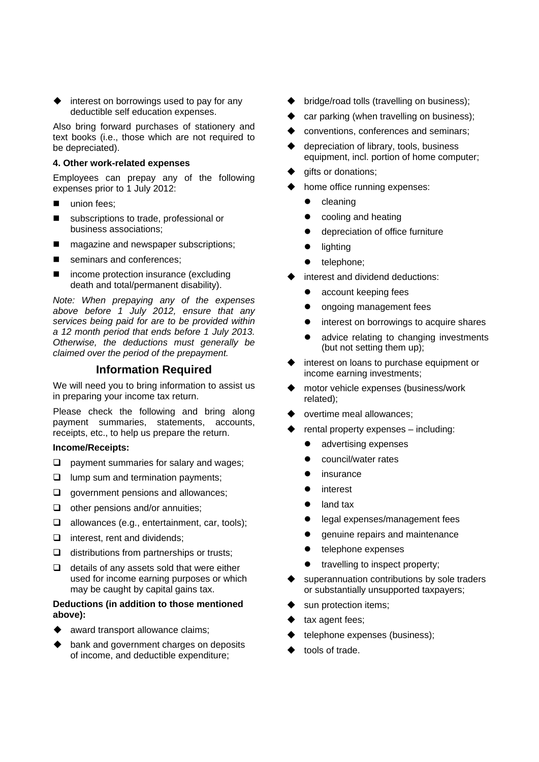- interest on borrowings used to pay for any deductible self education expenses.

Also bring forward purchases of stationery and text books (i.e., those which are not required to be depreciated).

**4. Other work-related expenses**

Employees can prepay any of the following expenses prior to 1 July 2012:

- union fees;
- subscriptions to trade, professional or business associations;
- magazine and newspaper subscriptions;
- seminars and conferences;
- income protection insurance (excluding death and total/permanent disability).

*Note: When prepaying any of the expenses above before 1 July 2012, ensure that any services being paid for are to be provided within a 12 month period that ends before 1 July 2013. Otherwise, the deductions must generally be claimed over the period of the prepayment.*

## Information Required

We will need you to bring information to assist us in preparing your income tax return.

Please check the following and bring along payment summaries, statements, accounts, receipts, etc., to help us prepare the return.

**Income/Receipts:**

- ☐ payment summaries for salary and wages;
- ☐ lump sum and termination payments;
- ☐ government pensions and allowances;
- ☐ other pensions and/or annuities;
- ☐ allowances (e.g., entertainment, car, tools);
- ☐ interest, rent and dividends;
- ☐ distributions from partnerships or trusts;
- ☐ details of any assets sold that were either used for income earning purposes or which may be caught by capital gains tax.

**Deductions (in addition to those mentioned above):**

- award transport allowance claims;
- bank and government charges on deposits of income, and deductible expenditure;
- bridge/road tolls (travelling on business);
- car parking (when travelling on business);
- conventions, conferences and seminars;
- depreciation of library, tools, business equipment, incl. portion of home computer;
- gifts or donations;
- home office running expenses:
  - cleaning
  - cooling and heating
  - depreciation of office furniture
  - lighting
  - telephone;
- interest and dividend deductions:
  - account keeping fees
  - ongoing management fees
  - interest on borrowings to acquire shares
  - advice relating to changing investments (but not setting them up);
- interest on loans to purchase equipment or income earning investments;
- motor vehicle expenses (business/work related);
- overtime meal allowances;
- rental property expenses – including:
  - advertising expenses
  - council/water rates
  - insurance
  - interest
  - land tax
  - legal expenses/management fees
  - genuine repairs and maintenance
  - telephone expenses
  - travelling to inspect property;
- superannuation contributions by sole traders or substantially unsupported taxpayers;
- sun protection items;
- tax agent fees;
- telephone expenses (business);
- tools of trade.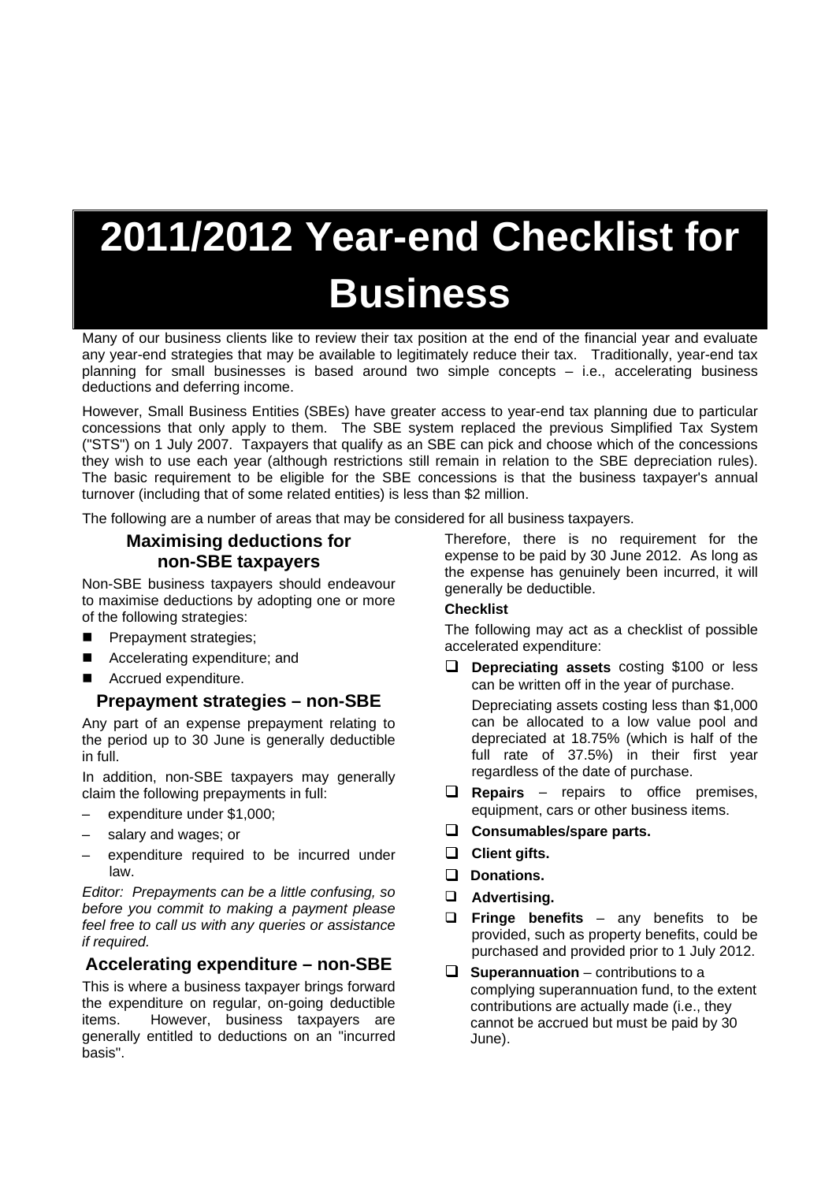# 2011/2012 Year-end Checklist for Business

Many of our business clients like to review their tax position at the end of the financial year and evaluate any year-end strategies that may be available to legitimately reduce their tax. Traditionally, year-end tax planning for small businesses is based around two simple concepts – i.e., accelerating business deductions and deferring income.

However, Small Business Entities (SBEs) have greater access to year-end tax planning due to particular concessions that only apply to them. The SBE system replaced the previous Simplified Tax System ("STS") on 1 July 2007. Taxpayers that qualify as an SBE can pick and choose which of the concessions they wish to use each year (although restrictions still remain in relation to the SBE depreciation rules). The basic requirement to be eligible for the SBE concessions is that the business taxpayer's annual turnover (including that of some related entities) is less than $2 million.

The following are a number of areas that may be considered for all business taxpayers.

## Maximising deductions for non-SBE taxpayers

Non-SBE business taxpayers should endeavour to maximise deductions by adopting one or more of the following strategies:

- Prepayment strategies;
- Accelerating expenditure; and
- Accrued expenditure.

## Prepayment strategies – non-SBE

Any part of an expense prepayment relating to the period up to 30 June is generally deductible in full.

In addition, non-SBE taxpayers may generally claim the following prepayments in full:

- expenditure under $1,000;
- salary and wages; or
- expenditure required to be incurred under law.

*Editor: Prepayments can be a little confusing, so before you commit to making a payment please feel free to call us with any queries or assistance if required.*

## Accelerating expenditure – non-SBE

This is where a business taxpayer brings forward the expenditure on regular, on-going deductible items. However, business taxpayers are generally entitled to deductions on an "incurred basis". Therefore, there is no requirement for the expense to be paid by 30 June 2012. As long as the expense has genuinely been incurred, it will generally be deductible.

**Checklist**

The following may act as a checklist of possible accelerated expenditure:

- ☐ **Depreciating assets** costing $100 or less can be written off in the year of purchase.

  Depreciating assets costing less than $1,000 can be allocated to a low value pool and depreciated at 18.75% (which is half of the full rate of 37.5%) in their first year regardless of the date of purchase.
- ☐ **Repairs** – repairs to office premises, equipment, cars or other business items.
- ☐ **Consumables/spare parts.**
- ☐ **Client gifts.**
- ☐ **Donations.**
- ☐ **Advertising.**
- ☐ **Fringe benefits** – any benefits to be provided, such as property benefits, could be purchased and provided prior to 1 July 2012.
- ☐ **Superannuation** – contributions to a complying superannuation fund, to the extent contributions are actually made (i.e., they cannot be accrued but must be paid by 30 June).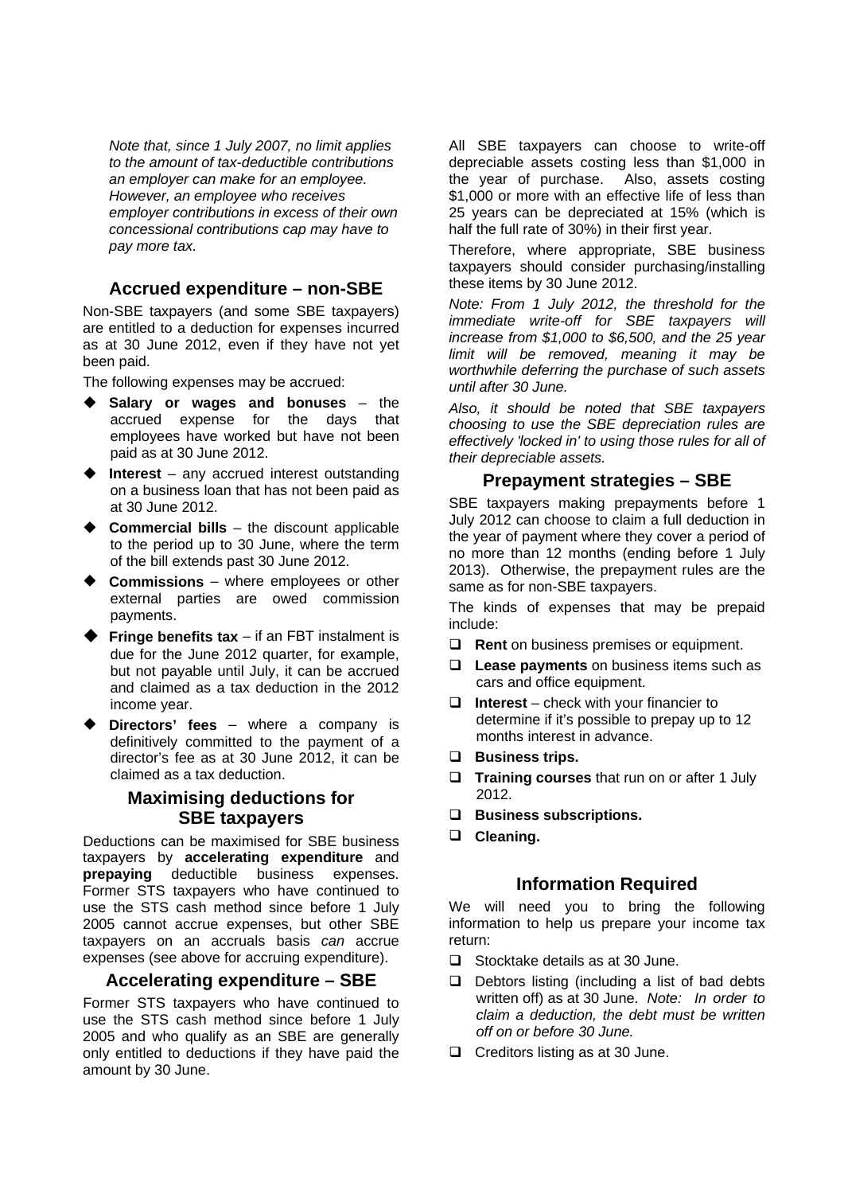*Note that, since 1 July 2007, no limit applies to the amount of tax-deductible contributions an employer can make for an employee. However, an employee who receives employer contributions in excess of their own concessional contributions cap may have to pay more tax.*

## Accrued expenditure – non-SBE

Non-SBE taxpayers (and some SBE taxpayers) are entitled to a deduction for expenses incurred as at 30 June 2012, even if they have not yet been paid.

The following expenses may be accrued:

- **Salary or wages and bonuses** – the accrued expense for the days that employees have worked but have not been paid as at 30 June 2012.
- **Interest** – any accrued interest outstanding on a business loan that has not been paid as at 30 June 2012.
- **Commercial bills** – the discount applicable to the period up to 30 June, where the term of the bill extends past 30 June 2012.
- **Commissions** – where employees or other external parties are owed commission payments.
- **Fringe benefits tax** – if an FBT instalment is due for the June 2012 quarter, for example, but not payable until July, it can be accrued and claimed as a tax deduction in the 2012 income year.
- **Directors' fees** – where a company is definitively committed to the payment of a director's fee as at 30 June 2012, it can be claimed as a tax deduction.

## Maximising deductions for SBE taxpayers

Deductions can be maximised for SBE business taxpayers by **accelerating expenditure** and **prepaying** deductible business expenses. Former STS taxpayers who have continued to use the STS cash method since before 1 July 2005 cannot accrue expenses, but other SBE taxpayers on an accruals basis *can* accrue expenses (see above for accruing expenditure).

## Accelerating expenditure – SBE

Former STS taxpayers who have continued to use the STS cash method since before 1 July 2005 and who qualify as an SBE are generally only entitled to deductions if they have paid the amount by 30 June.

All SBE taxpayers can choose to write-off depreciable assets costing less than $1,000 in the year of purchase. Also, assets costing $1,000 or more with an effective life of less than 25 years can be depreciated at 15% (which is half the full rate of 30%) in their first year.

Therefore, where appropriate, SBE business taxpayers should consider purchasing/installing these items by 30 June 2012.

*Note: From 1 July 2012, the threshold for the immediate write-off for SBE taxpayers will increase from $1,000 to $6,500, and the 25 year limit will be removed, meaning it may be worthwhile deferring the purchase of such assets until after 30 June.*

*Also, it should be noted that SBE taxpayers choosing to use the SBE depreciation rules are effectively 'locked in' to using those rules for all of their depreciable assets.*

## Prepayment strategies – SBE

SBE taxpayers making prepayments before 1 July 2012 can choose to claim a full deduction in the year of payment where they cover a period of no more than 12 months (ending before 1 July 2013). Otherwise, the prepayment rules are the same as for non-SBE taxpayers.

The kinds of expenses that may be prepaid include:

- **Rent** on business premises or equipment.
- **Lease payments** on business items such as cars and office equipment.
- **Interest** – check with your financier to determine if it's possible to prepay up to 12 months interest in advance.
- **Business trips.**
- **Training courses** that run on or after 1 July 2012.
- **Business subscriptions.**
- **Cleaning.**

## Information Required

We will need you to bring the following information to help us prepare your income tax return:

- Stocktake details as at 30 June.
- Debtors listing (including a list of bad debts written off) as at 30 June. *Note: In order to claim a deduction, the debt must be written off on or before 30 June.*
- Creditors listing as at 30 June.